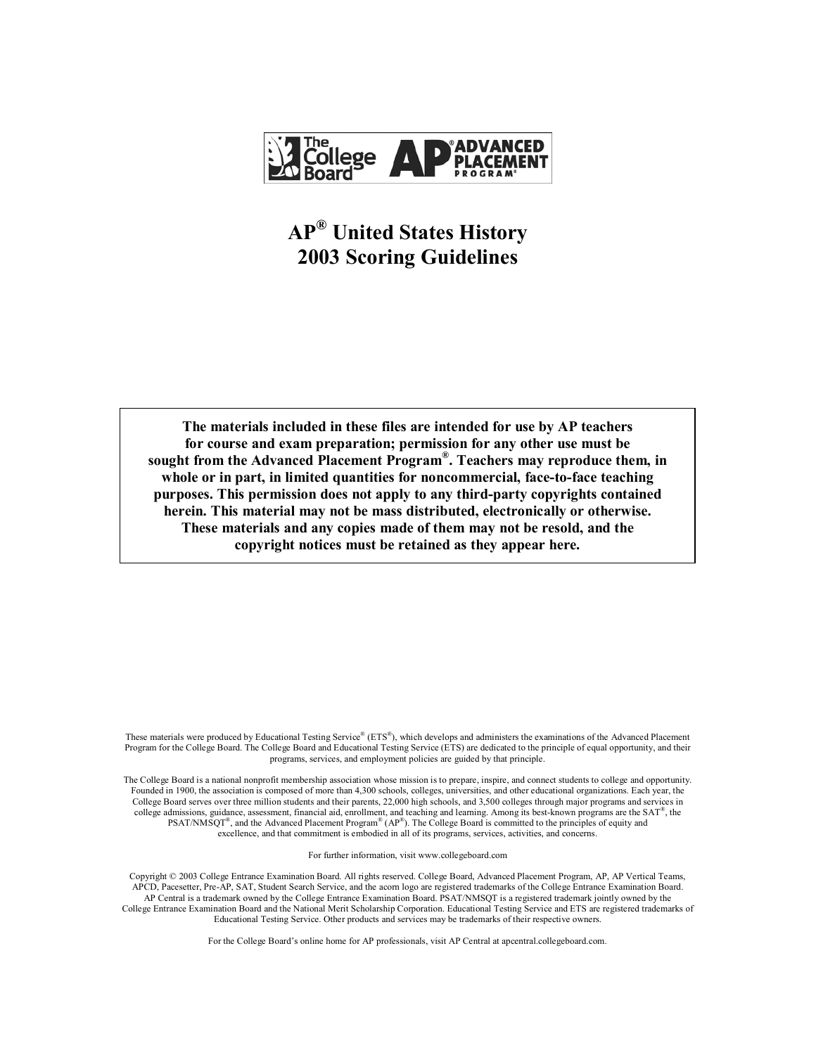The College Board AP® ADVANCED PLACEMENT PROGRAM®

# AP® United States History 2003 Scoring Guidelines

**The materials included in these files are intended for use by AP teachers for course and exam preparation; permission for any other use must be sought from the Advanced Placement Program®. Teachers may reproduce them, in whole or in part, in limited quantities for noncommercial, face-to-face teaching purposes. This permission does not apply to any third-party copyrights contained herein. This material may not be mass distributed, electronically or otherwise. These materials and any copies made of them may not be resold, and the copyright notices must be retained as they appear here.**

These materials were produced by Educational Testing Service® (ETS®), which develops and administers the examinations of the Advanced Placement Program for the College Board. The College Board and Educational Testing Service (ETS) are dedicated to the principle of equal opportunity, and their programs, services, and employment policies are guided by that principle.

The College Board is a national nonprofit membership association whose mission is to prepare, inspire, and connect students to college and opportunity. Founded in 1900, the association is composed of more than 4,300 schools, colleges, universities, and other educational organizations. Each year, the College Board serves over three million students and their parents, 22,000 high schools, and 3,500 colleges through major programs and services in college admissions, guidance, assessment, financial aid, enrollment, and teaching and learning. Among its best-known programs are the SAT®, the PSAT/NMSQT®, and the Advanced Placement Program® (AP®). The College Board is committed to the principles of equity and excellence, and that commitment is embodied in all of its programs, services, activities, and concerns.

For further information, visit www.collegeboard.com

Copyright © 2003 College Entrance Examination Board. All rights reserved. College Board, Advanced Placement Program, AP, AP Vertical Teams, APCD, Pacesetter, Pre-AP, SAT, Student Search Service, and the acorn logo are registered trademarks of the College Entrance Examination Board. AP Central is a trademark owned by the College Entrance Examination Board. PSAT/NMSQT is a registered trademark jointly owned by the College Entrance Examination Board and the National Merit Scholarship Corporation. Educational Testing Service and ETS are registered trademarks of Educational Testing Service. Other products and services may be trademarks of their respective owners.

For the College Board's online home for AP professionals, visit AP Central at apcentral.collegeboard.com.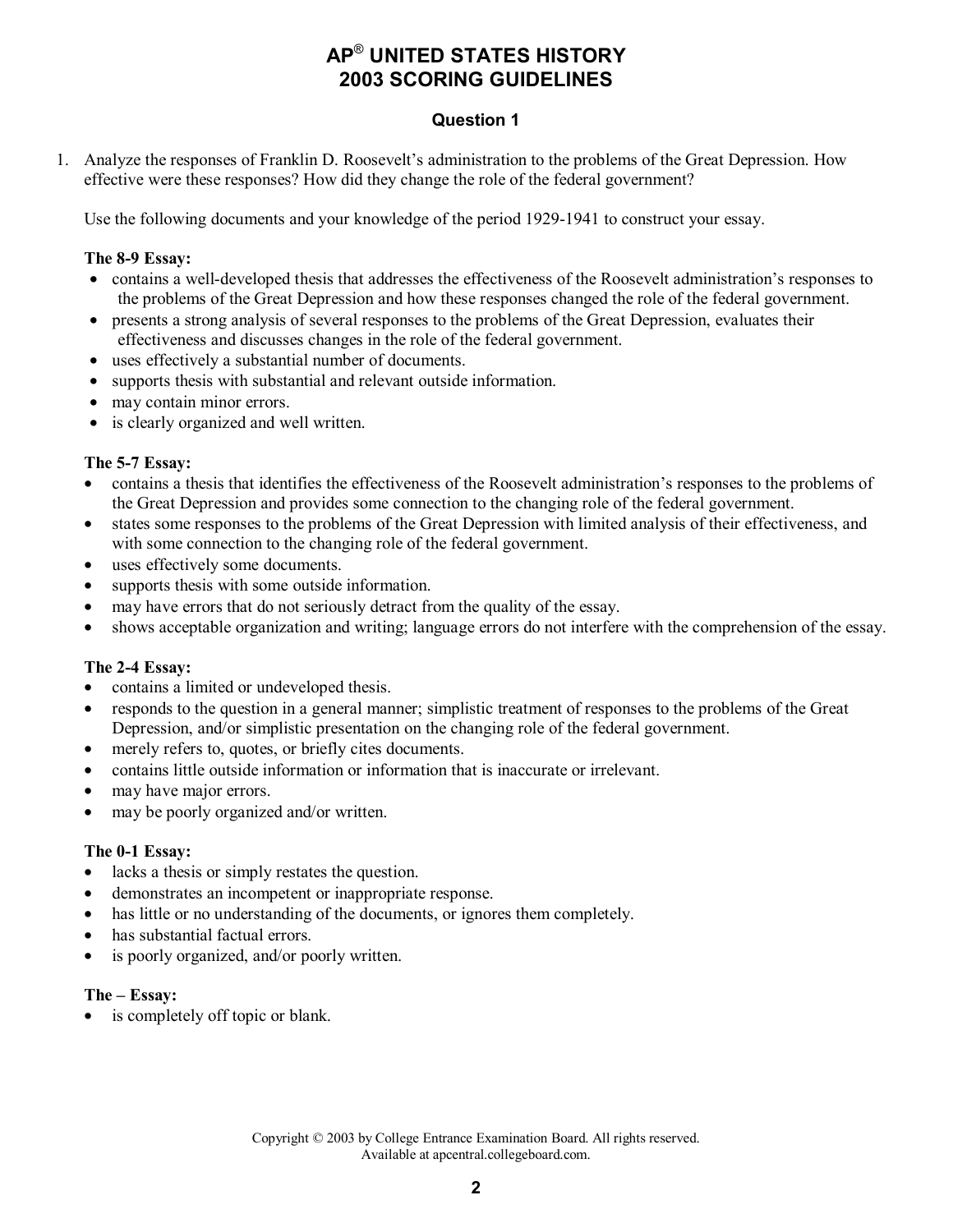# AP® UNITED STATES HISTORY 2003 SCORING GUIDELINES

## Question 1

1. Analyze the responses of Franklin D. Roosevelt's administration to the problems of the Great Depression. How effective were these responses? How did they change the role of the federal government?

   Use the following documents and your knowledge of the period 1929-1941 to construct your essay.

**The 8-9 Essay:**

- contains a well-developed thesis that addresses the effectiveness of the Roosevelt administration's responses to the problems of the Great Depression and how these responses changed the role of the federal government.
- presents a strong analysis of several responses to the problems of the Great Depression, evaluates their effectiveness and discusses changes in the role of the federal government.
- uses effectively a substantial number of documents.
- supports thesis with substantial and relevant outside information.
- may contain minor errors.
- is clearly organized and well written.

**The 5-7 Essay:**

- contains a thesis that identifies the effectiveness of the Roosevelt administration's responses to the problems of the Great Depression and provides some connection to the changing role of the federal government.
- states some responses to the problems of the Great Depression with limited analysis of their effectiveness, and with some connection to the changing role of the federal government.
- uses effectively some documents.
- supports thesis with some outside information.
- may have errors that do not seriously detract from the quality of the essay.
- shows acceptable organization and writing; language errors do not interfere with the comprehension of the essay.

**The 2-4 Essay:**

- contains a limited or undeveloped thesis.
- responds to the question in a general manner; simplistic treatment of responses to the problems of the Great Depression, and/or simplistic presentation on the changing role of the federal government.
- merely refers to, quotes, or briefly cites documents.
- contains little outside information or information that is inaccurate or irrelevant.
- may have major errors.
- may be poorly organized and/or written.

**The 0-1 Essay:**

- lacks a thesis or simply restates the question.
- demonstrates an incompetent or inappropriate response.
- has little or no understanding of the documents, or ignores them completely.
- has substantial factual errors.
- is poorly organized, and/or poorly written.

**The – Essay:**

- is completely off topic or blank.

Copyright © 2003 by College Entrance Examination Board. All rights reserved.
Available at apcentral.collegeboard.com.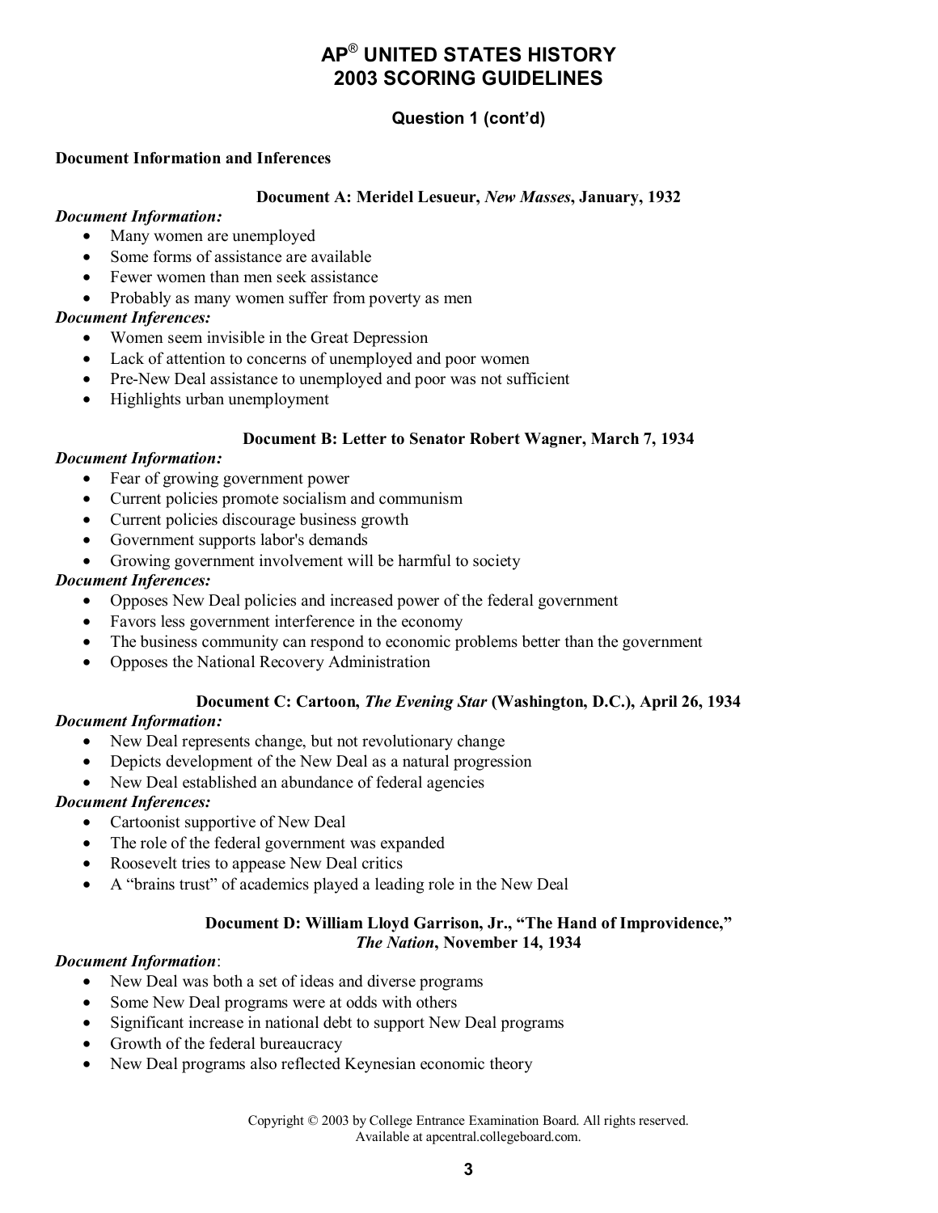# AP® UNITED STATES HISTORY
# 2003 SCORING GUIDELINES

### Question 1 (cont'd)

**Document Information and Inferences**

**Document A: Meridel Lesueur, *New Masses*, January, 1932**

***Document Information:***

- Many women are unemployed
- Some forms of assistance are available
- Fewer women than men seek assistance
- Probably as many women suffer from poverty as men

***Document Inferences:***

- Women seem invisible in the Great Depression
- Lack of attention to concerns of unemployed and poor women
- Pre-New Deal assistance to unemployed and poor was not sufficient
- Highlights urban unemployment

**Document B: Letter to Senator Robert Wagner, March 7, 1934**

***Document Information:***

- Fear of growing government power
- Current policies promote socialism and communism
- Current policies discourage business growth
- Government supports labor's demands
- Growing government involvement will be harmful to society

***Document Inferences:***

- Opposes New Deal policies and increased power of the federal government
- Favors less government interference in the economy
- The business community can respond to economic problems better than the government
- Opposes the National Recovery Administration

**Document C: Cartoon, *The Evening Star* (Washington, D.C.), April 26, 1934**

***Document Information:***

- New Deal represents change, but not revolutionary change
- Depicts development of the New Deal as a natural progression
- New Deal established an abundance of federal agencies

***Document Inferences:***

- Cartoonist supportive of New Deal
- The role of the federal government was expanded
- Roosevelt tries to appease New Deal critics
- A "brains trust" of academics played a leading role in the New Deal

**Document D: William Lloyd Garrison, Jr., "The Hand of Improvidence,"**
***The Nation*, November 14, 1934**

***Document Information*:**

- New Deal was both a set of ideas and diverse programs
- Some New Deal programs were at odds with others
- Significant increase in national debt to support New Deal programs
- Growth of the federal bureaucracy
- New Deal programs also reflected Keynesian economic theory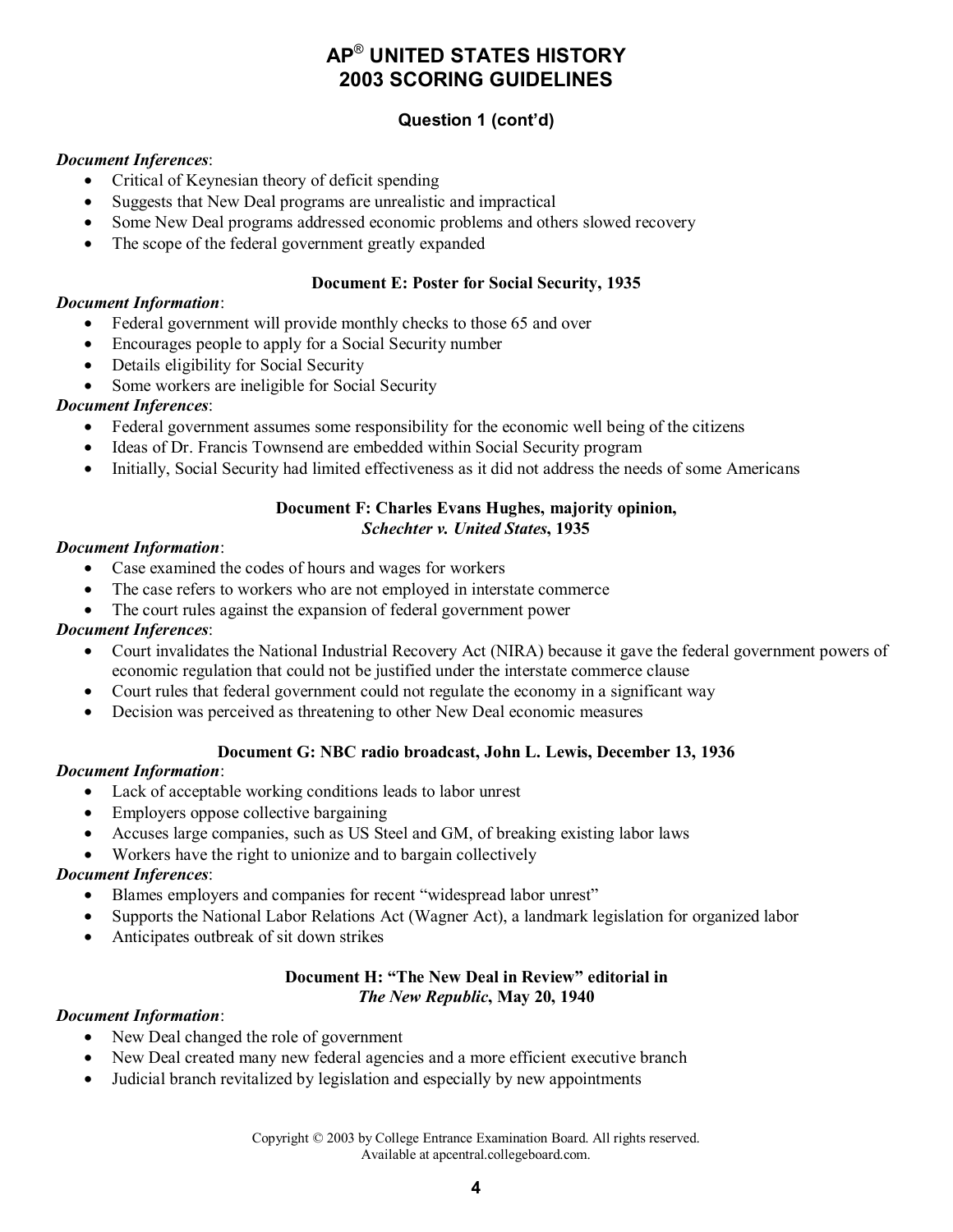# AP® UNITED STATES HISTORY
# 2003 SCORING GUIDELINES

### Question 1 (cont'd)

***Document Inferences***:

- Critical of Keynesian theory of deficit spending
- Suggests that New Deal programs are unrealistic and impractical
- Some New Deal programs addressed economic problems and others slowed recovery
- The scope of the federal government greatly expanded

**Document E: Poster for Social Security, 1935**

***Document Information***:

- Federal government will provide monthly checks to those 65 and over
- Encourages people to apply for a Social Security number
- Details eligibility for Social Security
- Some workers are ineligible for Social Security

***Document Inferences***:

- Federal government assumes some responsibility for the economic well being of the citizens
- Ideas of Dr. Francis Townsend are embedded within Social Security program
- Initially, Social Security had limited effectiveness as it did not address the needs of some Americans

**Document F: Charles Evans Hughes, majority opinion, *Schechter v. United States*, 1935**

***Document Information***:

- Case examined the codes of hours and wages for workers
- The case refers to workers who are not employed in interstate commerce
- The court rules against the expansion of federal government power

***Document Inferences***:

- Court invalidates the National Industrial Recovery Act (NIRA) because it gave the federal government powers of economic regulation that could not be justified under the interstate commerce clause
- Court rules that federal government could not regulate the economy in a significant way
- Decision was perceived as threatening to other New Deal economic measures

**Document G: NBC radio broadcast, John L. Lewis, December 13, 1936**

***Document Information***:

- Lack of acceptable working conditions leads to labor unrest
- Employers oppose collective bargaining
- Accuses large companies, such as US Steel and GM, of breaking existing labor laws
- Workers have the right to unionize and to bargain collectively

***Document Inferences***:

- Blames employers and companies for recent "widespread labor unrest"
- Supports the National Labor Relations Act (Wagner Act), a landmark legislation for organized labor
- Anticipates outbreak of sit down strikes

**Document H: "The New Deal in Review" editorial in *The New Republic*, May 20, 1940**

***Document Information***:

- New Deal changed the role of government
- New Deal created many new federal agencies and a more efficient executive branch
- Judicial branch revitalized by legislation and especially by new appointments

Copyright © 2003 by College Entrance Examination Board. All rights reserved.
Available at apcentral.collegeboard.com.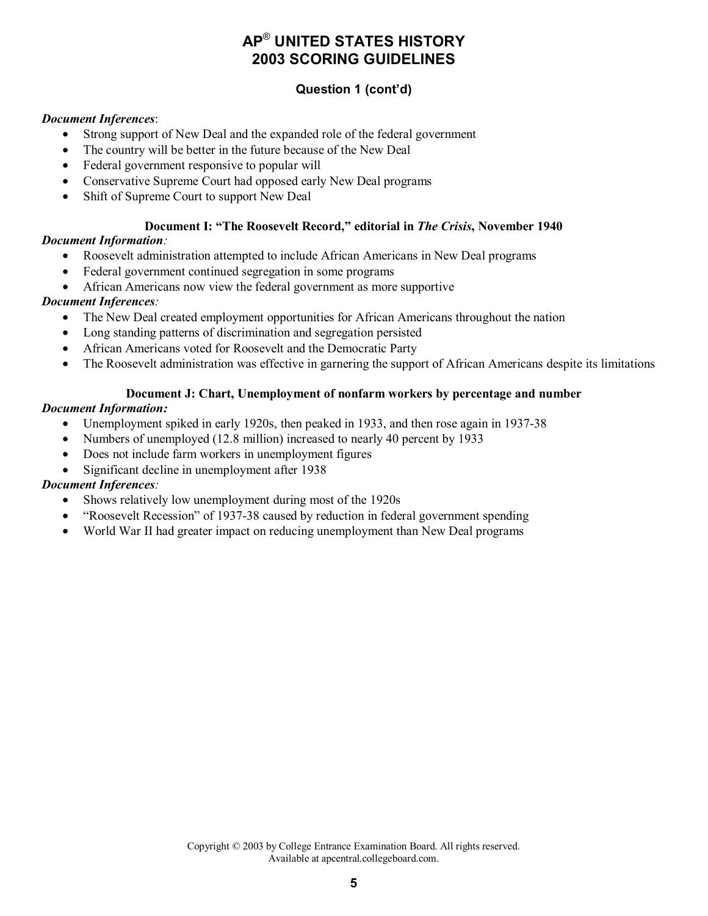# AP® UNITED STATES HISTORY 2003 SCORING GUIDELINES

## Question 1 (cont'd)

***Document Inferences*:**

- Strong support of New Deal and the expanded role of the federal government
- The country will be better in the future because of the New Deal
- Federal government responsive to popular will
- Conservative Supreme Court had opposed early New Deal programs
- Shift of Supreme Court to support New Deal

### Document I: "The Roosevelt Record," editorial in *The Crisis*, November 1940

***Document Information*:**

- Roosevelt administration attempted to include African Americans in New Deal programs
- Federal government continued segregation in some programs
- African Americans now view the federal government as more supportive

***Document Inferences*:**

- The New Deal created employment opportunities for African Americans throughout the nation
- Long standing patterns of discrimination and segregation persisted
- African Americans voted for Roosevelt and the Democratic Party
- The Roosevelt administration was effective in garnering the support of African Americans despite its limitations

### Document J: Chart, Unemployment of nonfarm workers by percentage and number

***Document Information:***

- Unemployment spiked in early 1920s, then peaked in 1933, and then rose again in 1937-38
- Numbers of unemployed (12.8 million) increased to nearly 40 percent by 1933
- Does not include farm workers in unemployment figures
- Significant decline in unemployment after 1938

***Document Inferences*:**

- Shows relatively low unemployment during most of the 1920s
- "Roosevelt Recession" of 1937-38 caused by reduction in federal government spending
- World War II had greater impact on reducing unemployment than New Deal programs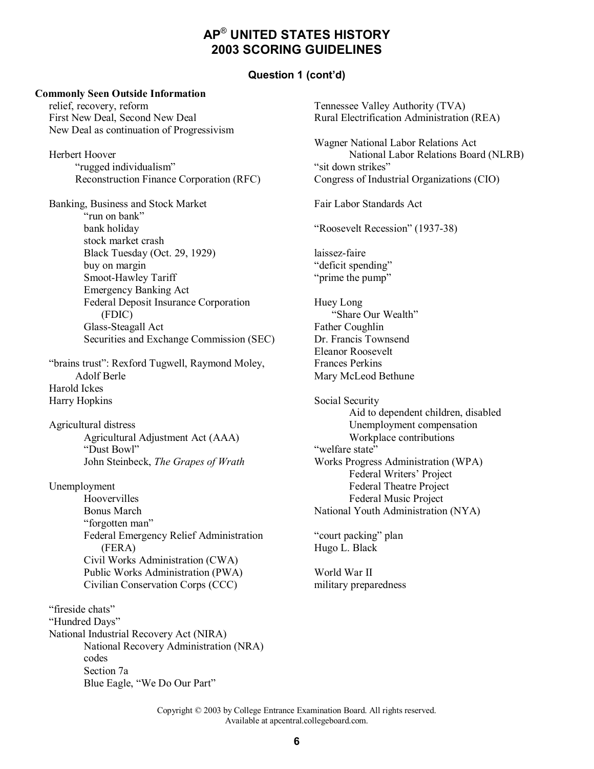# AP® UNITED STATES HISTORY
# 2003 SCORING GUIDELINES

### Question 1 (cont'd)

**Commonly Seen Outside Information**

- relief, recovery, reform
- First New Deal, Second New Deal
- New Deal as continuation of Progressivism

- Herbert Hoover
  - "rugged individualism"
  - Reconstruction Finance Corporation (RFC)

- Banking, Business and Stock Market
  - "run on bank"
  - bank holiday
  - stock market crash
  - Black Tuesday (Oct. 29, 1929)
  - buy on margin
  - Smoot-Hawley Tariff
  - Emergency Banking Act
  - Federal Deposit Insurance Corporation (FDIC)
  - Glass-Steagall Act
  - Securities and Exchange Commission (SEC)

- "brains trust": Rexford Tugwell, Raymond Moley, Adolf Berle
- Harold Ickes
- Harry Hopkins

- Agricultural distress
  - Agricultural Adjustment Act (AAA)
  - "Dust Bowl"
  - John Steinbeck, *The Grapes of Wrath*

- Unemployment
  - Hoovervilles
  - Bonus March
  - "forgotten man"
  - Federal Emergency Relief Administration (FERA)
  - Civil Works Administration (CWA)
  - Public Works Administration (PWA)
  - Civilian Conservation Corps (CCC)

- "fireside chats"
- "Hundred Days"
- National Industrial Recovery Act (NIRA)
  - National Recovery Administration (NRA)
  - codes
  - Section 7a
  - Blue Eagle, "We Do Our Part"

- Tennessee Valley Authority (TVA)
- Rural Electrification Administration (REA)

- Wagner National Labor Relations Act
  - National Labor Relations Board (NLRB)
- "sit down strikes"
- Congress of Industrial Organizations (CIO)

- Fair Labor Standards Act

- "Roosevelt Recession" (1937-38)

- laissez-faire
- "deficit spending"
- "prime the pump"

- Huey Long
  - "Share Our Wealth"
- Father Coughlin
- Dr. Francis Townsend
- Eleanor Roosevelt
- Frances Perkins
- Mary McLeod Bethune

- Social Security
  - Aid to dependent children, disabled
  - Unemployment compensation
  - Workplace contributions
- "welfare state"
- Works Progress Administration (WPA)
  - Federal Writers' Project
  - Federal Theatre Project
  - Federal Music Project
- National Youth Administration (NYA)

- "court packing" plan
- Hugo L. Black

- World War II
- military preparedness

Copyright © 2003 by College Entrance Examination Board. All rights reserved.
Available at apcentral.collegeboard.com.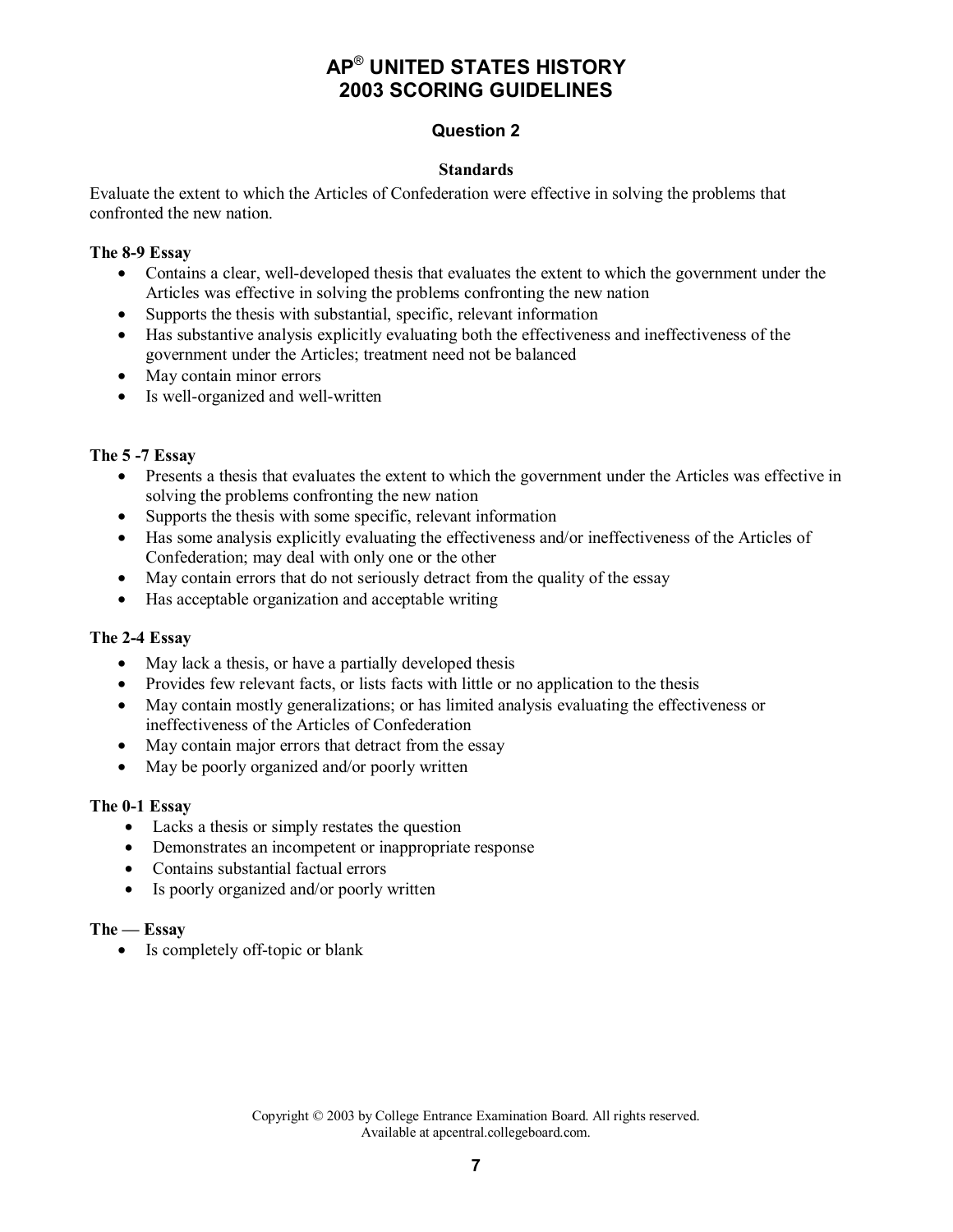# AP® UNITED STATES HISTORY
# 2003 SCORING GUIDELINES

## Question 2

### Standards

Evaluate the extent to which the Articles of Confederation were effective in solving the problems that confronted the new nation.

**The 8-9 Essay**

- Contains a clear, well-developed thesis that evaluates the extent to which the government under the Articles was effective in solving the problems confronting the new nation
- Supports the thesis with substantial, specific, relevant information
- Has substantive analysis explicitly evaluating both the effectiveness and ineffectiveness of the government under the Articles; treatment need not be balanced
- May contain minor errors
- Is well-organized and well-written

**The 5 -7 Essay**

- Presents a thesis that evaluates the extent to which the government under the Articles was effective in solving the problems confronting the new nation
- Supports the thesis with some specific, relevant information
- Has some analysis explicitly evaluating the effectiveness and/or ineffectiveness of the Articles of Confederation; may deal with only one or the other
- May contain errors that do not seriously detract from the quality of the essay
- Has acceptable organization and acceptable writing

**The 2-4 Essay**

- May lack a thesis, or have a partially developed thesis
- Provides few relevant facts, or lists facts with little or no application to the thesis
- May contain mostly generalizations; or has limited analysis evaluating the effectiveness or ineffectiveness of the Articles of Confederation
- May contain major errors that detract from the essay
- May be poorly organized and/or poorly written

**The 0-1 Essay**

- Lacks a thesis or simply restates the question
- Demonstrates an incompetent or inappropriate response
- Contains substantial factual errors
- Is poorly organized and/or poorly written

**The — Essay**

- Is completely off-topic or blank

Copyright © 2003 by College Entrance Examination Board. All rights reserved.
Available at apcentral.collegeboard.com.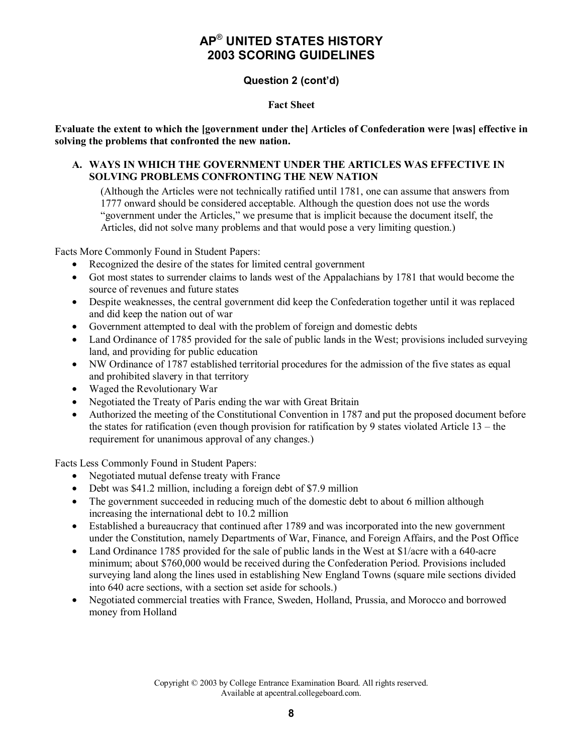# AP® UNITED STATES HISTORY 2003 SCORING GUIDELINES

## Question 2 (cont'd)

### Fact Sheet

**Evaluate the extent to which the [government under the] Articles of Confederation were [was] effective in solving the problems that confronted the new nation.**

**A. WAYS IN WHICH THE GOVERNMENT UNDER THE ARTICLES WAS EFFECTIVE IN SOLVING PROBLEMS CONFRONTING THE NEW NATION**

(Although the Articles were not technically ratified until 1781, one can assume that answers from 1777 onward should be considered acceptable. Although the question does not use the words "government under the Articles," we presume that is implicit because the document itself, the Articles, did not solve many problems and that would pose a very limiting question.)

Facts More Commonly Found in Student Papers:

- Recognized the desire of the states for limited central government
- Got most states to surrender claims to lands west of the Appalachians by 1781 that would become the source of revenues and future states
- Despite weaknesses, the central government did keep the Confederation together until it was replaced and did keep the nation out of war
- Government attempted to deal with the problem of foreign and domestic debts
- Land Ordinance of 1785 provided for the sale of public lands in the West; provisions included surveying land, and providing for public education
- NW Ordinance of 1787 established territorial procedures for the admission of the five states as equal and prohibited slavery in that territory
- Waged the Revolutionary War
- Negotiated the Treaty of Paris ending the war with Great Britain
- Authorized the meeting of the Constitutional Convention in 1787 and put the proposed document before the states for ratification (even though provision for ratification by 9 states violated Article 13 – the requirement for unanimous approval of any changes.)

Facts Less Commonly Found in Student Papers:

- Negotiated mutual defense treaty with France
- Debt was $41.2 million, including a foreign debt of $7.9 million
- The government succeeded in reducing much of the domestic debt to about 6 million although increasing the international debt to 10.2 million
- Established a bureaucracy that continued after 1789 and was incorporated into the new government under the Constitution, namely Departments of War, Finance, and Foreign Affairs, and the Post Office
- Land Ordinance 1785 provided for the sale of public lands in the West at $1/acre with a 640-acre minimum; about $760,000 would be received during the Confederation Period. Provisions included surveying land along the lines used in establishing New England Towns (square mile sections divided into 640 acre sections, with a section set aside for schools.)
- Negotiated commercial treaties with France, Sweden, Holland, Prussia, and Morocco and borrowed money from Holland

Copyright © 2003 by College Entrance Examination Board. All rights reserved.
Available at apcentral.collegeboard.com.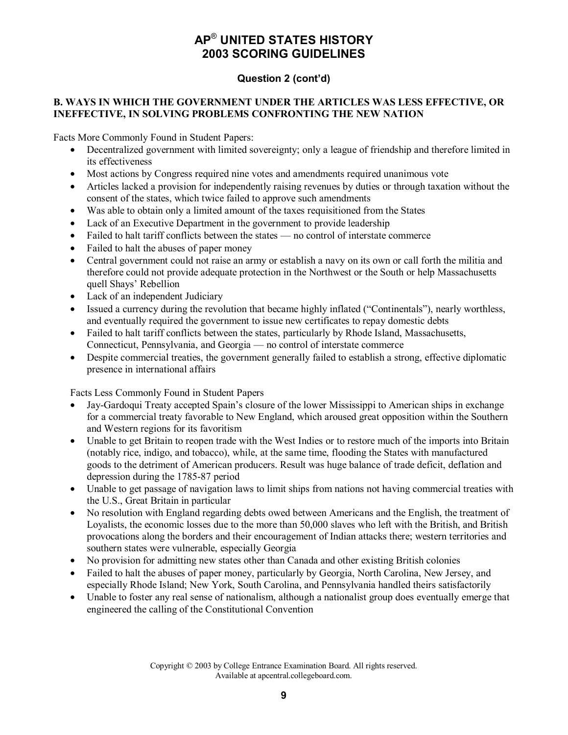# AP® UNITED STATES HISTORY 2003 SCORING GUIDELINES

## Question 2 (cont'd)

**B. WAYS IN WHICH THE GOVERNMENT UNDER THE ARTICLES WAS LESS EFFECTIVE, OR INEFFECTIVE, IN SOLVING PROBLEMS CONFRONTING THE NEW NATION**

Facts More Commonly Found in Student Papers:

- Decentralized government with limited sovereignty; only a league of friendship and therefore limited in its effectiveness
- Most actions by Congress required nine votes and amendments required unanimous vote
- Articles lacked a provision for independently raising revenues by duties or through taxation without the consent of the states, which twice failed to approve such amendments
- Was able to obtain only a limited amount of the taxes requisitioned from the States
- Lack of an Executive Department in the government to provide leadership
- Failed to halt tariff conflicts between the states — no control of interstate commerce
- Failed to halt the abuses of paper money
- Central government could not raise an army or establish a navy on its own or call forth the militia and therefore could not provide adequate protection in the Northwest or the South or help Massachusetts quell Shays' Rebellion
- Lack of an independent Judiciary
- Issued a currency during the revolution that became highly inflated ("Continentals"), nearly worthless, and eventually required the government to issue new certificates to repay domestic debts
- Failed to halt tariff conflicts between the states, particularly by Rhode Island, Massachusetts, Connecticut, Pennsylvania, and Georgia — no control of interstate commerce
- Despite commercial treaties, the government generally failed to establish a strong, effective diplomatic presence in international affairs

Facts Less Commonly Found in Student Papers

- Jay-Gardoqui Treaty accepted Spain's closure of the lower Mississippi to American ships in exchange for a commercial treaty favorable to New England, which aroused great opposition within the Southern and Western regions for its favoritism
- Unable to get Britain to reopen trade with the West Indies or to restore much of the imports into Britain (notably rice, indigo, and tobacco), while, at the same time, flooding the States with manufactured goods to the detriment of American producers. Result was huge balance of trade deficit, deflation and depression during the 1785-87 period
- Unable to get passage of navigation laws to limit ships from nations not having commercial treaties with the U.S., Great Britain in particular
- No resolution with England regarding debts owed between Americans and the English, the treatment of Loyalists, the economic losses due to the more than 50,000 slaves who left with the British, and British provocations along the borders and their encouragement of Indian attacks there; western territories and southern states were vulnerable, especially Georgia
- No provision for admitting new states other than Canada and other existing British colonies
- Failed to halt the abuses of paper money, particularly by Georgia, North Carolina, New Jersey, and especially Rhode Island; New York, South Carolina, and Pennsylvania handled theirs satisfactorily
- Unable to foster any real sense of nationalism, although a nationalist group does eventually emerge that engineered the calling of the Constitutional Convention

Copyright © 2003 by College Entrance Examination Board. All rights reserved.
Available at apcentral.collegeboard.com.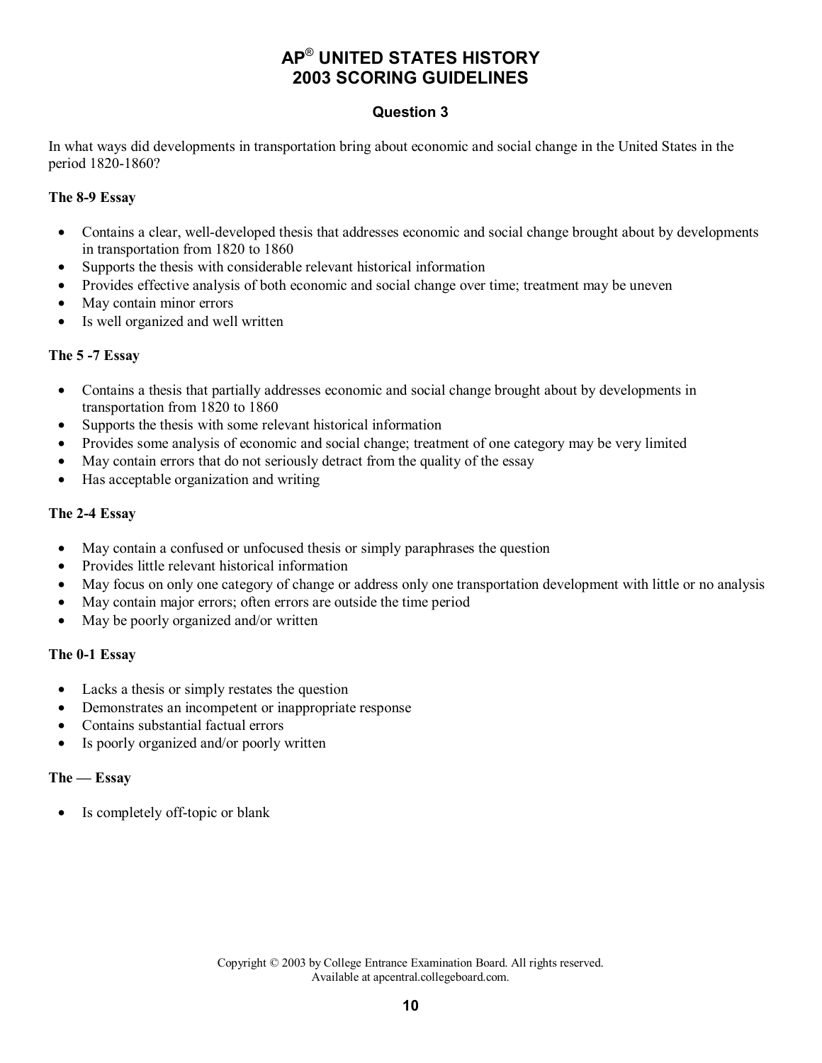# AP® UNITED STATES HISTORY 2003 SCORING GUIDELINES

## Question 3

In what ways did developments in transportation bring about economic and social change in the United States in the period 1820-1860?

**The 8-9 Essay**

- Contains a clear, well-developed thesis that addresses economic and social change brought about by developments in transportation from 1820 to 1860
- Supports the thesis with considerable relevant historical information
- Provides effective analysis of both economic and social change over time; treatment may be uneven
- May contain minor errors
- Is well organized and well written

**The 5 -7 Essay**

- Contains a thesis that partially addresses economic and social change brought about by developments in transportation from 1820 to 1860
- Supports the thesis with some relevant historical information
- Provides some analysis of economic and social change; treatment of one category may be very limited
- May contain errors that do not seriously detract from the quality of the essay
- Has acceptable organization and writing

**The 2-4 Essay**

- May contain a confused or unfocused thesis or simply paraphrases the question
- Provides little relevant historical information
- May focus on only one category of change or address only one transportation development with little or no analysis
- May contain major errors; often errors are outside the time period
- May be poorly organized and/or written

**The 0-1 Essay**

- Lacks a thesis or simply restates the question
- Demonstrates an incompetent or inappropriate response
- Contains substantial factual errors
- Is poorly organized and/or poorly written

**The — Essay**

- Is completely off-topic or blank

Copyright © 2003 by College Entrance Examination Board. All rights reserved.
Available at apcentral.collegeboard.com.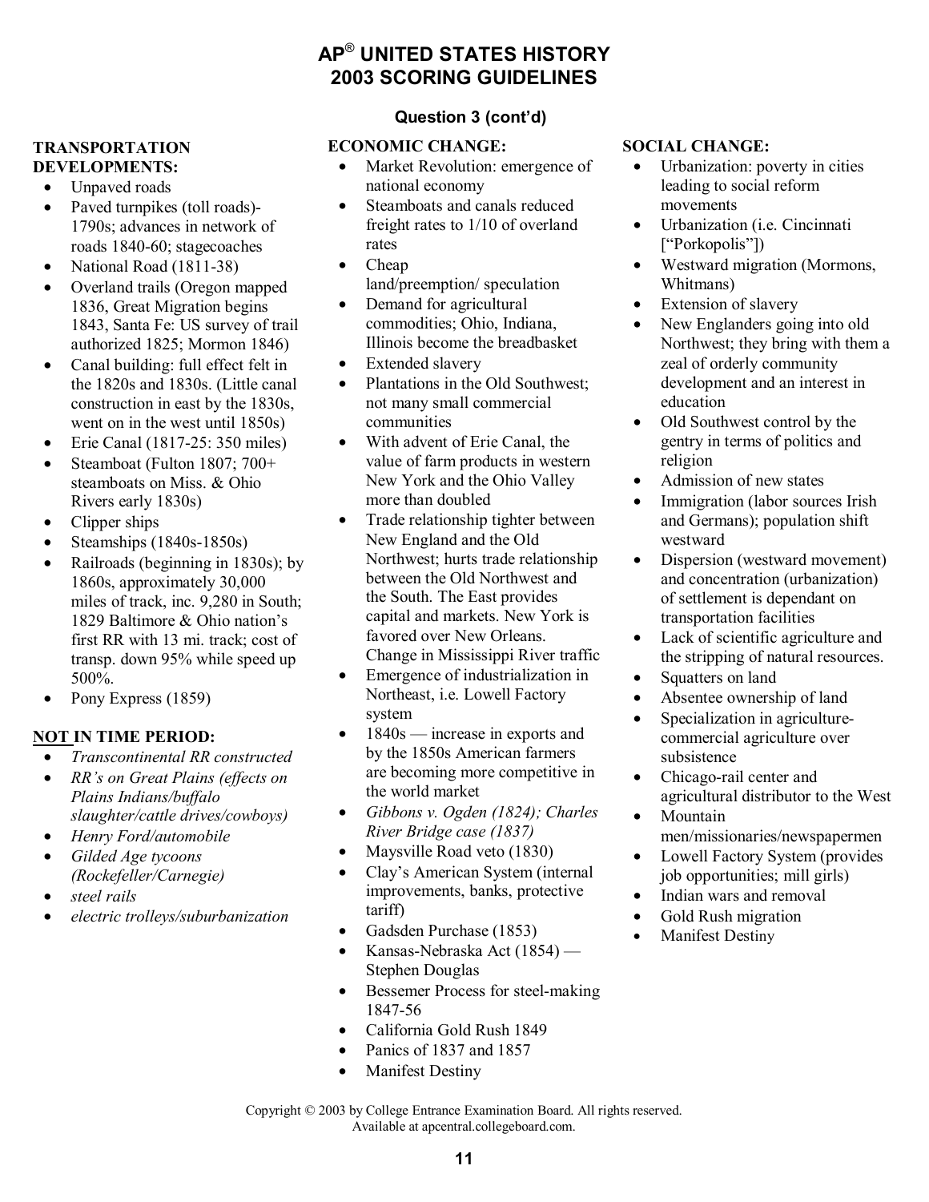# AP® UNITED STATES HISTORY
# 2003 SCORING GUIDELINES

### Question 3 (cont'd)

**TRANSPORTATION DEVELOPMENTS:**

- Unpaved roads
- Paved turnpikes (toll roads)-1790s; advances in network of roads 1840-60; stagecoaches
- National Road (1811-38)
- Overland trails (Oregon mapped 1836, Great Migration begins 1843, Santa Fe: US survey of trail authorized 1825; Mormon 1846)
- Canal building: full effect felt in the 1820s and 1830s. (Little canal construction in east by the 1830s, went on in the west until 1850s)
- Erie Canal (1817-25: 350 miles)
- Steamboat (Fulton 1807; 700+ steamboats on Miss. & Ohio Rivers early 1830s)
- Clipper ships
- Steamships (1840s-1850s)
- Railroads (beginning in 1830s); by 1860s, approximately 30,000 miles of track, inc. 9,280 in South; 1829 Baltimore & Ohio nation's first RR with 13 mi. track; cost of transp. down 95% while speed up 500%.
- Pony Express (1859)

**NOT IN TIME PERIOD:**

- *Transcontinental RR constructed*
- *RR's on Great Plains (effects on Plains Indians/buffalo slaughter/cattle drives/cowboys)*
- *Henry Ford/automobile*
- *Gilded Age tycoons (Rockefeller/Carnegie)*
- *steel rails*
- *electric trolleys/suburbanization*

**ECONOMIC CHANGE:**

- Market Revolution: emergence of national economy
- Steamboats and canals reduced freight rates to 1/10 of overland rates
- Cheap land/preemption/ speculation
- Demand for agricultural commodities; Ohio, Indiana, Illinois become the breadbasket
- Extended slavery
- Plantations in the Old Southwest; not many small commercial communities
- With advent of Erie Canal, the value of farm products in western New York and the Ohio Valley more than doubled
- Trade relationship tighter between New England and the Old Northwest; hurts trade relationship between the Old Northwest and the South. The East provides capital and markets. New York is favored over New Orleans. Change in Mississippi River traffic
- Emergence of industrialization in Northeast, i.e. Lowell Factory system
- 1840s — increase in exports and by the 1850s American farmers are becoming more competitive in the world market
- *Gibbons v. Ogden (1824); Charles River Bridge case (1837)*
- Maysville Road veto (1830)
- Clay's American System (internal improvements, banks, protective tariff)
- Gadsden Purchase (1853)
- Kansas-Nebraska Act (1854) — Stephen Douglas
- Bessemer Process for steel-making 1847-56
- California Gold Rush 1849
- Panics of 1837 and 1857
- Manifest Destiny

**SOCIAL CHANGE:**

- Urbanization: poverty in cities leading to social reform movements
- Urbanization (i.e. Cincinnati ["Porkopolis"])
- Westward migration (Mormons, Whitmans)
- Extension of slavery
- New Englanders going into old Northwest; they bring with them a zeal of orderly community development and an interest in education
- Old Southwest control by the gentry in terms of politics and religion
- Admission of new states
- Immigration (labor sources Irish and Germans); population shift westward
- Dispersion (westward movement) and concentration (urbanization) of settlement is dependant on transportation facilities
- Lack of scientific agriculture and the stripping of natural resources.
- Squatters on land
- Absentee ownership of land
- Specialization in agriculture-commercial agriculture over subsistence
- Chicago-rail center and agricultural distributor to the West
- Mountain men/missionaries/newspapermen
- Lowell Factory System (provides job opportunities; mill girls)
- Indian wars and removal
- Gold Rush migration
- Manifest Destiny

Copyright © 2003 by College Entrance Examination Board. All rights reserved.
Available at apcentral.collegeboard.com.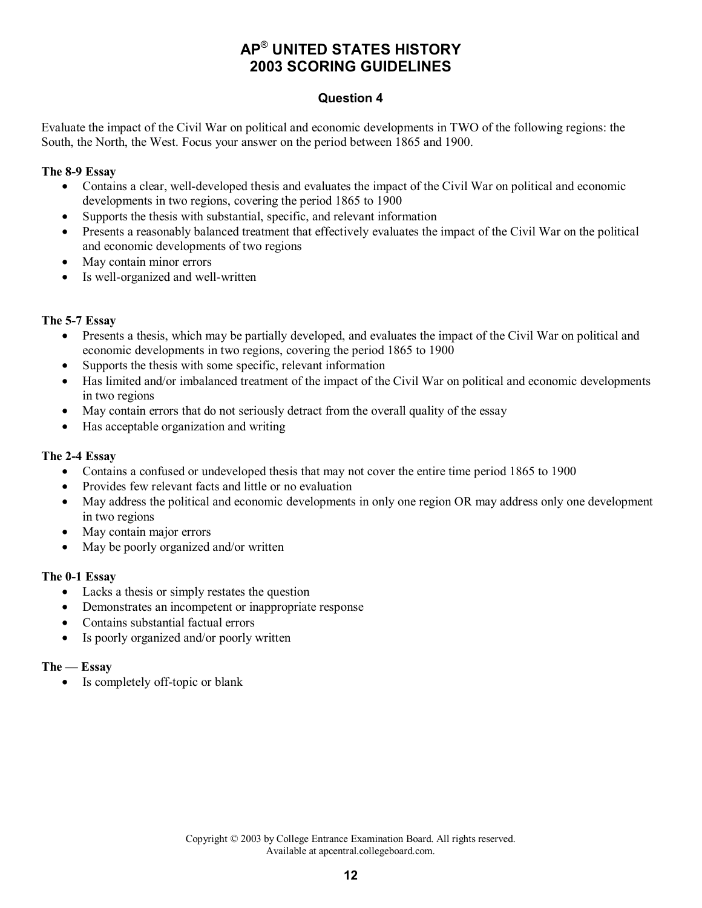# AP® UNITED STATES HISTORY
# 2003 SCORING GUIDELINES

## Question 4

Evaluate the impact of the Civil War on political and economic developments in TWO of the following regions: the South, the North, the West. Focus your answer on the period between 1865 and 1900.

**The 8-9 Essay**

- Contains a clear, well-developed thesis and evaluates the impact of the Civil War on political and economic developments in two regions, covering the period 1865 to 1900
- Supports the thesis with substantial, specific, and relevant information
- Presents a reasonably balanced treatment that effectively evaluates the impact of the Civil War on the political and economic developments of two regions
- May contain minor errors
- Is well-organized and well-written

**The 5-7 Essay**

- Presents a thesis, which may be partially developed, and evaluates the impact of the Civil War on political and economic developments in two regions, covering the period 1865 to 1900
- Supports the thesis with some specific, relevant information
- Has limited and/or imbalanced treatment of the impact of the Civil War on political and economic developments in two regions
- May contain errors that do not seriously detract from the overall quality of the essay
- Has acceptable organization and writing

**The 2-4 Essay**

- Contains a confused or undeveloped thesis that may not cover the entire time period 1865 to 1900
- Provides few relevant facts and little or no evaluation
- May address the political and economic developments in only one region OR may address only one development in two regions
- May contain major errors
- May be poorly organized and/or written

**The 0-1 Essay**

- Lacks a thesis or simply restates the question
- Demonstrates an incompetent or inappropriate response
- Contains substantial factual errors
- Is poorly organized and/or poorly written

**The — Essay**

- Is completely off-topic or blank

Copyright © 2003 by College Entrance Examination Board. All rights reserved.
Available at apcentral.collegeboard.com.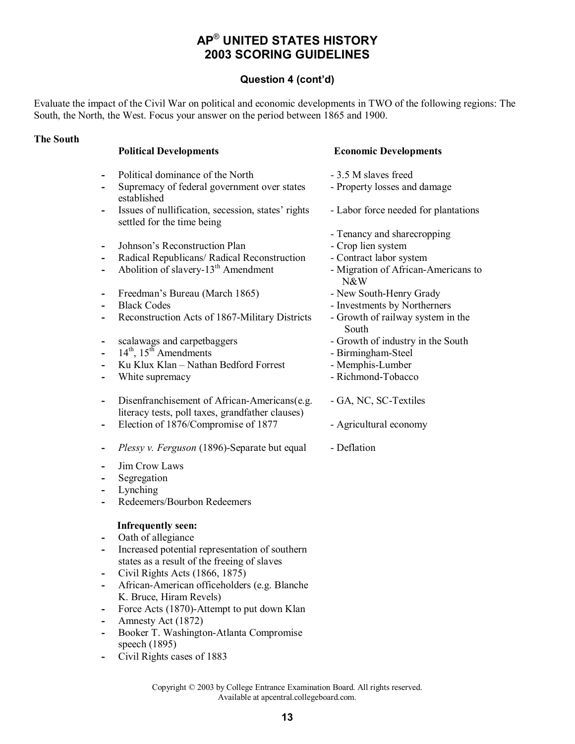# AP® UNITED STATES HISTORY
# 2003 SCORING GUIDELINES

### Question 4 (cont'd)

Evaluate the impact of the Civil War on political and economic developments in TWO of the following regions: The South, the North, the West. Focus your answer on the period between 1865 and 1900.

**The South**

**Political Developments**

- Political dominance of the North
- Supremacy of federal government over states established
- Issues of nullification, secession, states' rights settled for the time being
- Johnson's Reconstruction Plan
- Radical Republicans/ Radical Reconstruction
- Abolition of slavery-13th Amendment
- Freedman's Bureau (March 1865)
- Black Codes
- Reconstruction Acts of 1867-Military Districts
- scalawags and carpetbaggers
- 14th, 15th Amendments
- Ku Klux Klan – Nathan Bedford Forrest
- White supremacy
- Disenfranchisement of African-Americans(e.g. literacy tests, poll taxes, grandfather clauses)
- Election of 1876/Compromise of 1877
- *Plessy v. Ferguson* (1896)-Separate but equal
- Jim Crow Laws
- Segregation
- Lynching
- Redeemers/Bourbon Redeemers

**Infrequently seen:**

- Oath of allegiance
- Increased potential representation of southern states as a result of the freeing of slaves
- Civil Rights Acts (1866, 1875)
- African-American officeholders (e.g. Blanche K. Bruce, Hiram Revels)
- Force Acts (1870)-Attempt to put down Klan
- Amnesty Act (1872)
- Booker T. Washington-Atlanta Compromise speech (1895)
- Civil Rights cases of 1883

**Economic Developments**

- 3.5 M slaves freed
- Property losses and damage
- Labor force needed for plantations
- Tenancy and sharecropping
- Crop lien system
- Contract labor system
- Migration of African-Americans to N&W
- New South-Henry Grady
- Investments by Northerners
- Growth of railway system in the South
- Growth of industry in the South
- Birmingham-Steel
- Memphis-Lumber
- Richmond-Tobacco
- GA, NC, SC-Textiles
- Agricultural economy
- Deflation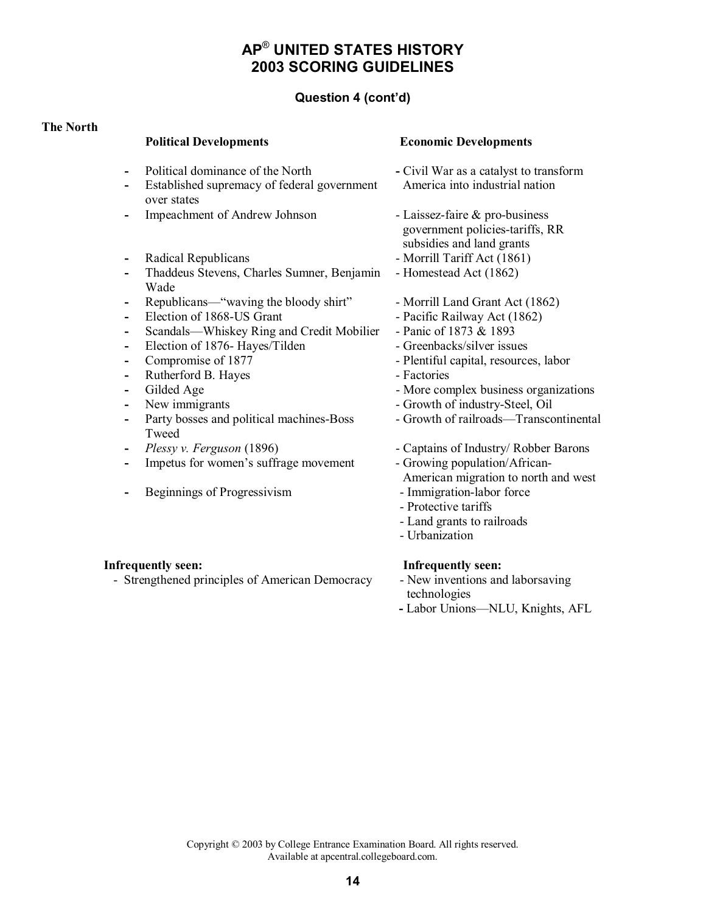# AP® UNITED STATES HISTORY
# 2003 SCORING GUIDELINES

### Question 4 (cont'd)

**The North**

**Political Developments**

- Political dominance of the North
- Established supremacy of federal government over states
- Impeachment of Andrew Johnson
- Radical Republicans
- Thaddeus Stevens, Charles Sumner, Benjamin Wade
- Republicans—"waving the bloody shirt"
- Election of 1868-US Grant
- Scandals—Whiskey Ring and Credit Mobilier
- Election of 1876- Hayes/Tilden
- Compromise of 1877
- Rutherford B. Hayes
- Gilded Age
- New immigrants
- Party bosses and political machines-Boss Tweed
- *Plessy v. Ferguson* (1896)
- Impetus for women's suffrage movement
- Beginnings of Progressivism

**Infrequently seen:**

- Strengthened principles of American Democracy

**Economic Developments**

- Civil War as a catalyst to transform America into industrial nation
- Laissez-faire & pro-business government policies-tariffs, RR subsidies and land grants
- Morrill Tariff Act (1861)
- Homestead Act (1862)
- Morrill Land Grant Act (1862)
- Pacific Railway Act (1862)
- Panic of 1873 & 1893
- Greenbacks/silver issues
- Plentiful capital, resources, labor
- Factories
- More complex business organizations
- Growth of industry-Steel, Oil
- Growth of railroads—Transcontinental
- Captains of Industry/ Robber Barons
- Growing population/African-American migration to north and west
- Immigration-labor force
- Protective tariffs
- Land grants to railroads
- Urbanization

**Infrequently seen:**

- New inventions and laborsaving technologies
- Labor Unions—NLU, Knights, AFL

Copyright © 2003 by College Entrance Examination Board. All rights reserved.
Available at apcentral.collegeboard.com.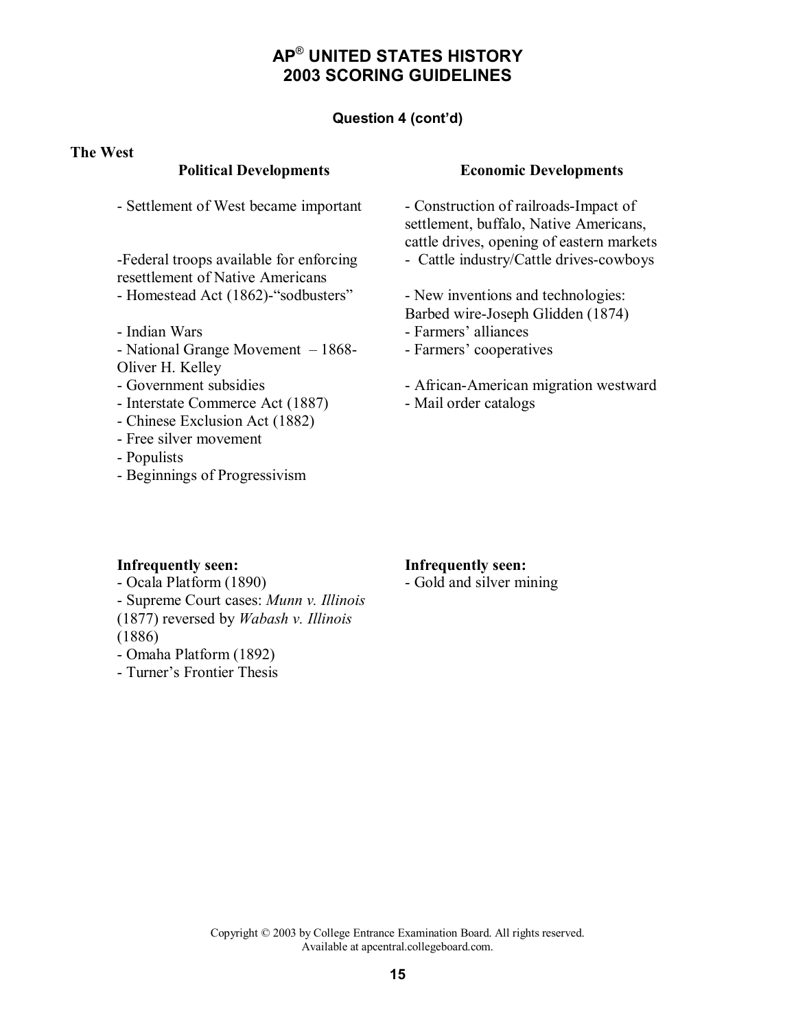# AP® UNITED STATES HISTORY
# 2003 SCORING GUIDELINES

### Question 4 (cont'd)

**The West**

**Political Developments**

- Settlement of West became important
- Federal troops available for enforcing resettlement of Native Americans
- Homestead Act (1862)-"sodbusters"
- Indian Wars
- National Grange Movement – 1868-Oliver H. Kelley
- Government subsidies
- Interstate Commerce Act (1887)
- Chinese Exclusion Act (1882)
- Free silver movement
- Populists
- Beginnings of Progressivism

**Infrequently seen:**

- Ocala Platform (1890)
- Supreme Court cases: *Munn v. Illinois* (1877) reversed by *Wabash v. Illinois* (1886)
- Omaha Platform (1892)
- Turner's Frontier Thesis

**Economic Developments**

- Construction of railroads-Impact of settlement, buffalo, Native Americans, cattle drives, opening of eastern markets
- Cattle industry/Cattle drives-cowboys
- New inventions and technologies: Barbed wire-Joseph Glidden (1874)
- Farmers' alliances
- Farmers' cooperatives
- African-American migration westward
- Mail order catalogs

**Infrequently seen:**

- Gold and silver mining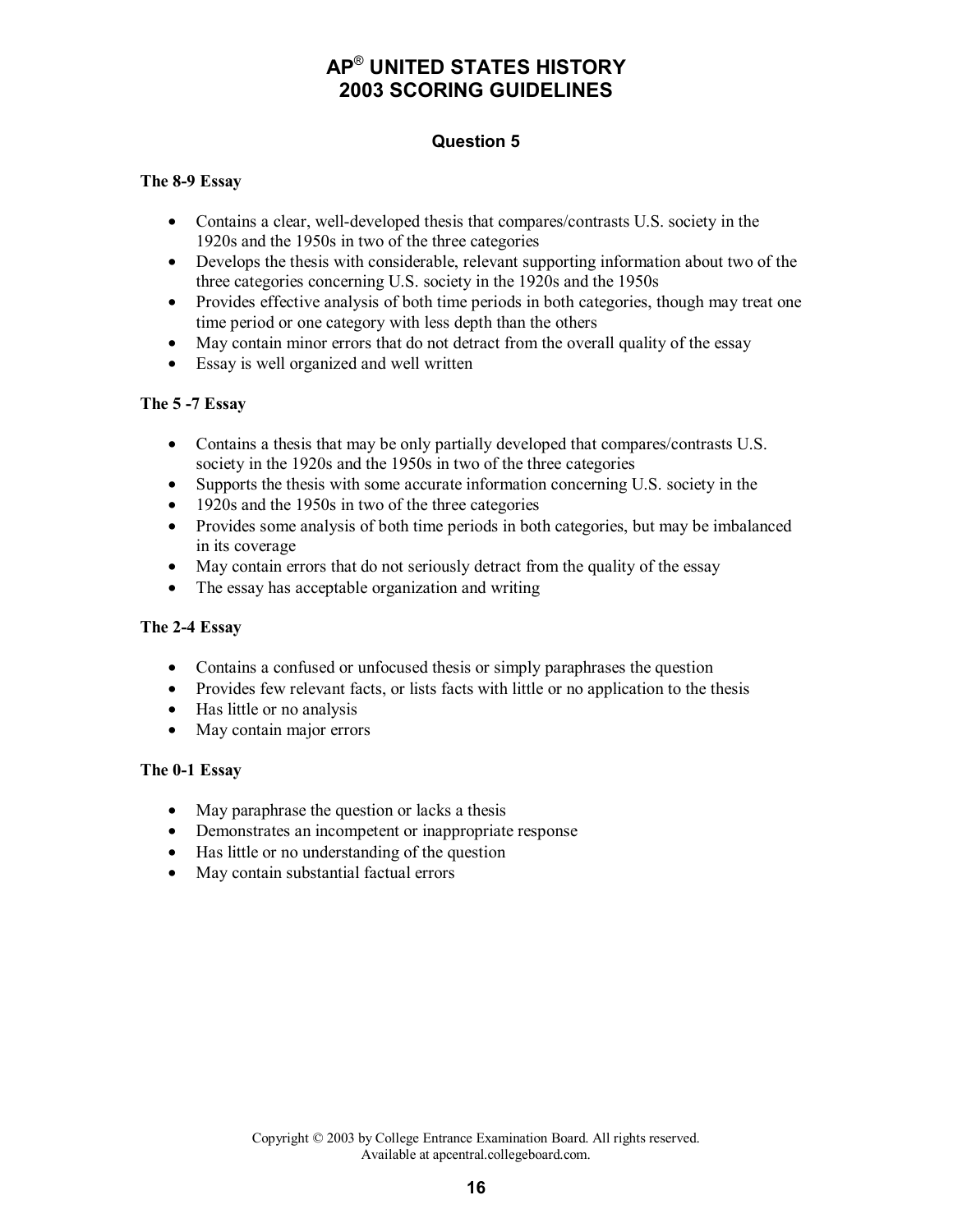# AP® UNITED STATES HISTORY
# 2003 SCORING GUIDELINES

## Question 5

### The 8-9 Essay

- Contains a clear, well-developed thesis that compares/contrasts U.S. society in the 1920s and the 1950s in two of the three categories
- Develops the thesis with considerable, relevant supporting information about two of the three categories concerning U.S. society in the 1920s and the 1950s
- Provides effective analysis of both time periods in both categories, though may treat one time period or one category with less depth than the others
- May contain minor errors that do not detract from the overall quality of the essay
- Essay is well organized and well written

### The 5 -7 Essay

- Contains a thesis that may be only partially developed that compares/contrasts U.S. society in the 1920s and the 1950s in two of the three categories
- Supports the thesis with some accurate information concerning U.S. society in the
- 1920s and the 1950s in two of the three categories
- Provides some analysis of both time periods in both categories, but may be imbalanced in its coverage
- May contain errors that do not seriously detract from the quality of the essay
- The essay has acceptable organization and writing

### The 2-4 Essay

- Contains a confused or unfocused thesis or simply paraphrases the question
- Provides few relevant facts, or lists facts with little or no application to the thesis
- Has little or no analysis
- May contain major errors

### The 0-1 Essay

- May paraphrase the question or lacks a thesis
- Demonstrates an incompetent or inappropriate response
- Has little or no understanding of the question
- May contain substantial factual errors

Copyright © 2003 by College Entrance Examination Board. All rights reserved.
Available at apcentral.collegeboard.com.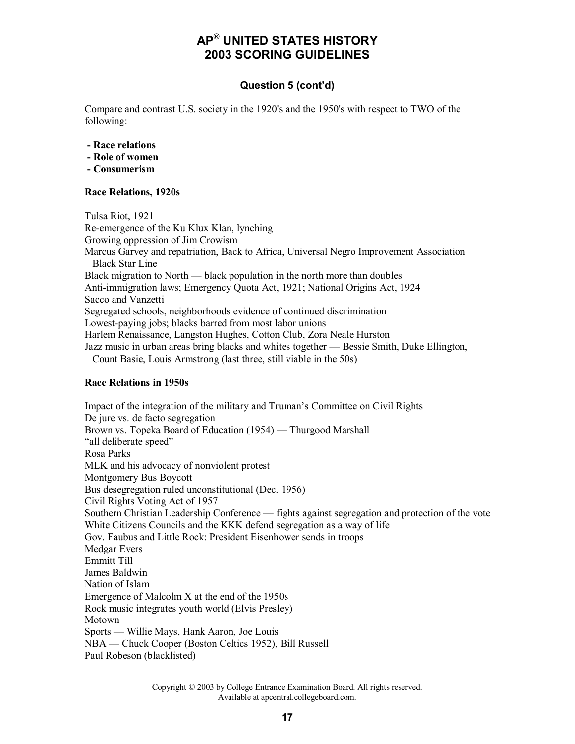## Question 5 (cont'd)

Compare and contrast U.S. society in the 1920's and the 1950's with respect to TWO of the following:

- **Race relations**
- **Role of women**
- **Consumerism**

**Race Relations, 1920s**

Tulsa Riot, 1921
Re-emergence of the Ku Klux Klan, lynching
Growing oppression of Jim Crowism
Marcus Garvey and repatriation, Back to Africa, Universal Negro Improvement Association Black Star Line
Black migration to North — black population in the north more than doubles
Anti-immigration laws; Emergency Quota Act, 1921; National Origins Act, 1924
Sacco and Vanzetti
Segregated schools, neighborhoods evidence of continued discrimination
Lowest-paying jobs; blacks barred from most labor unions
Harlem Renaissance, Langston Hughes, Cotton Club, Zora Neale Hurston
Jazz music in urban areas bring blacks and whites together — Bessie Smith, Duke Ellington, Count Basie, Louis Armstrong (last three, still viable in the 50s)

**Race Relations in 1950s**

Impact of the integration of the military and Truman's Committee on Civil Rights
De jure vs. de facto segregation
Brown vs. Topeka Board of Education (1954) — Thurgood Marshall
"all deliberate speed"
Rosa Parks
MLK and his advocacy of nonviolent protest
Montgomery Bus Boycott
Bus desegregation ruled unconstitutional (Dec. 1956)
Civil Rights Voting Act of 1957
Southern Christian Leadership Conference — fights against segregation and protection of the vote
White Citizens Councils and the KKK defend segregation as a way of life
Gov. Faubus and Little Rock: President Eisenhower sends in troops
Medgar Evers
Emmitt Till
James Baldwin
Nation of Islam
Emergence of Malcolm X at the end of the 1950s
Rock music integrates youth world (Elvis Presley)
Motown
Sports — Willie Mays, Hank Aaron, Joe Louis
NBA — Chuck Cooper (Boston Celtics 1952), Bill Russell
Paul Robeson (blacklisted)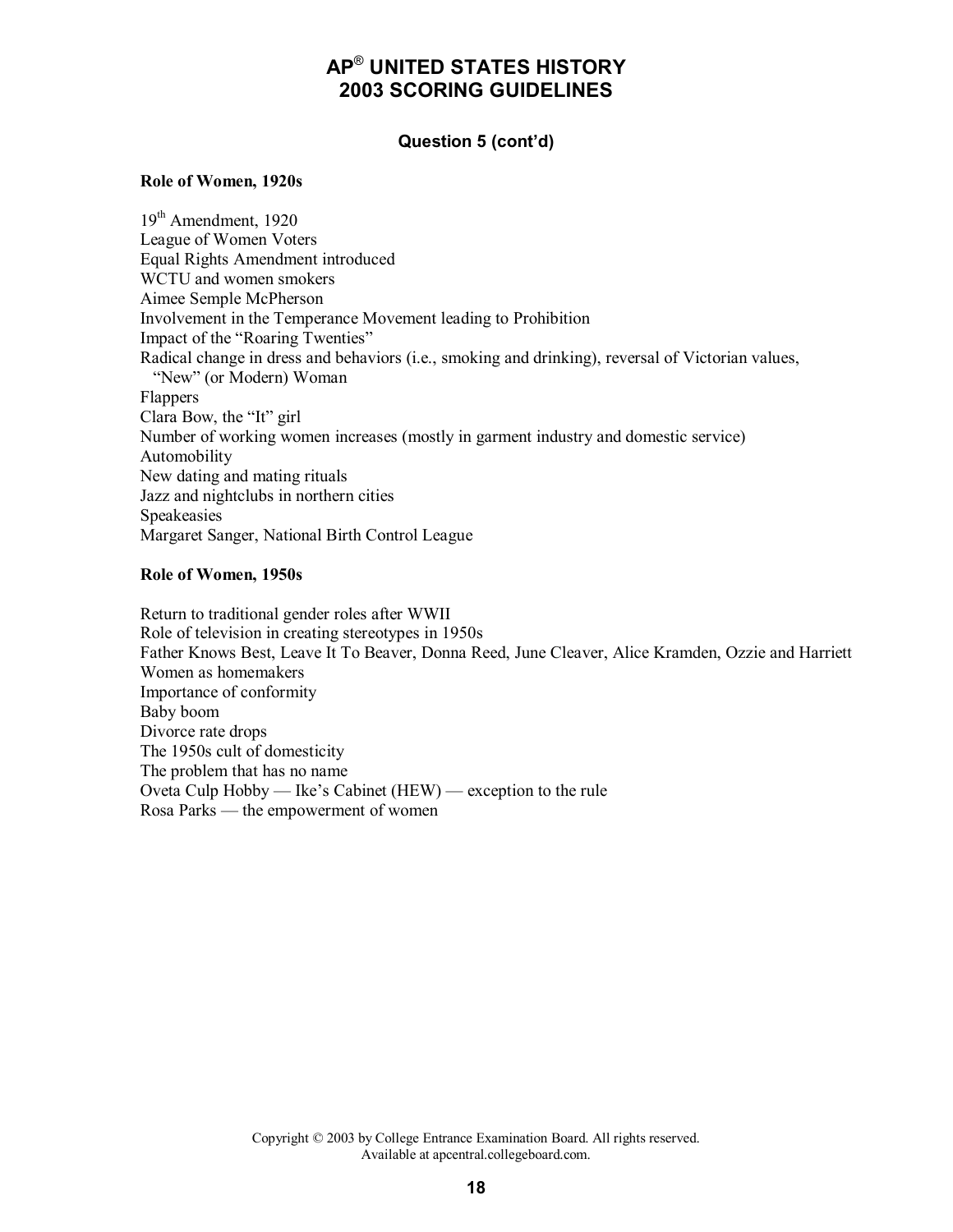# AP® UNITED STATES HISTORY
# 2003 SCORING GUIDELINES

### Question 5 (cont'd)

**Role of Women, 1920s**

19th Amendment, 1920
League of Women Voters
Equal Rights Amendment introduced
WCTU and women smokers
Aimee Semple McPherson
Involvement in the Temperance Movement leading to Prohibition
Impact of the "Roaring Twenties"
Radical change in dress and behaviors (i.e., smoking and drinking), reversal of Victorian values, "New" (or Modern) Woman
Flappers
Clara Bow, the "It" girl
Number of working women increases (mostly in garment industry and domestic service)
Automobility
New dating and mating rituals
Jazz and nightclubs in northern cities
Speakeasies
Margaret Sanger, National Birth Control League

**Role of Women, 1950s**

Return to traditional gender roles after WWII
Role of television in creating stereotypes in 1950s
Father Knows Best, Leave It To Beaver, Donna Reed, June Cleaver, Alice Kramden, Ozzie and Harriett
Women as homemakers
Importance of conformity
Baby boom
Divorce rate drops
The 1950s cult of domesticity
The problem that has no name
Oveta Culp Hobby — Ike's Cabinet (HEW) — exception to the rule
Rosa Parks — the empowerment of women

Copyright © 2003 by College Entrance Examination Board. All rights reserved.
Available at apcentral.collegeboard.com.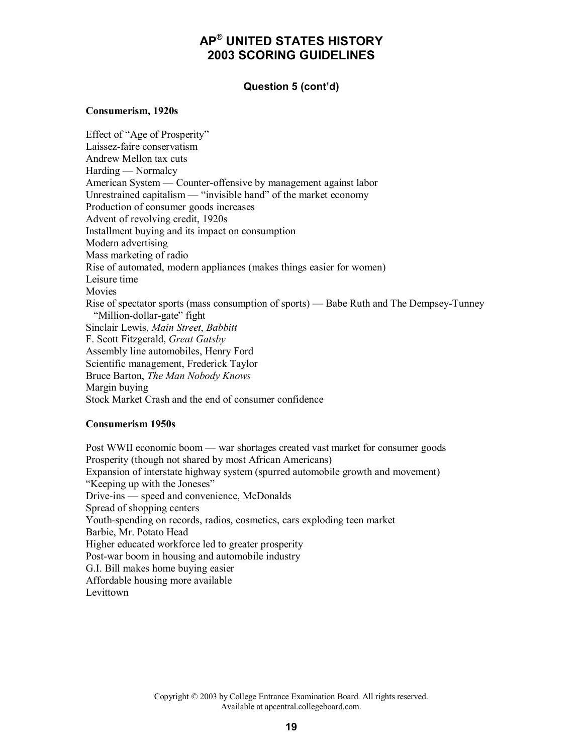# AP® UNITED STATES HISTORY
# 2003 SCORING GUIDELINES

### Question 5 (cont'd)

**Consumerism, 1920s**

Effect of "Age of Prosperity"
Laissez-faire conservatism
Andrew Mellon tax cuts
Harding — Normalcy
American System — Counter-offensive by management against labor
Unrestrained capitalism — "invisible hand" of the market economy
Production of consumer goods increases
Advent of revolving credit, 1920s
Installment buying and its impact on consumption
Modern advertising
Mass marketing of radio
Rise of automated, modern appliances (makes things easier for women)
Leisure time
Movies
Rise of spectator sports (mass consumption of sports) — Babe Ruth and The Dempsey-Tunney "Million-dollar-gate" fight
Sinclair Lewis, *Main Street*, *Babbitt*
F. Scott Fitzgerald, *Great Gatsby*
Assembly line automobiles, Henry Ford
Scientific management, Frederick Taylor
Bruce Barton, *The Man Nobody Knows*
Margin buying
Stock Market Crash and the end of consumer confidence

**Consumerism 1950s**

Post WWII economic boom — war shortages created vast market for consumer goods
Prosperity (though not shared by most African Americans)
Expansion of interstate highway system (spurred automobile growth and movement)
"Keeping up with the Joneses"
Drive-ins — speed and convenience, McDonalds
Spread of shopping centers
Youth-spending on records, radios, cosmetics, cars exploding teen market
Barbie, Mr. Potato Head
Higher educated workforce led to greater prosperity
Post-war boom in housing and automobile industry
G.I. Bill makes home buying easier
Affordable housing more available
Levittown

Copyright © 2003 by College Entrance Examination Board. All rights reserved.
Available at apcentral.collegeboard.com.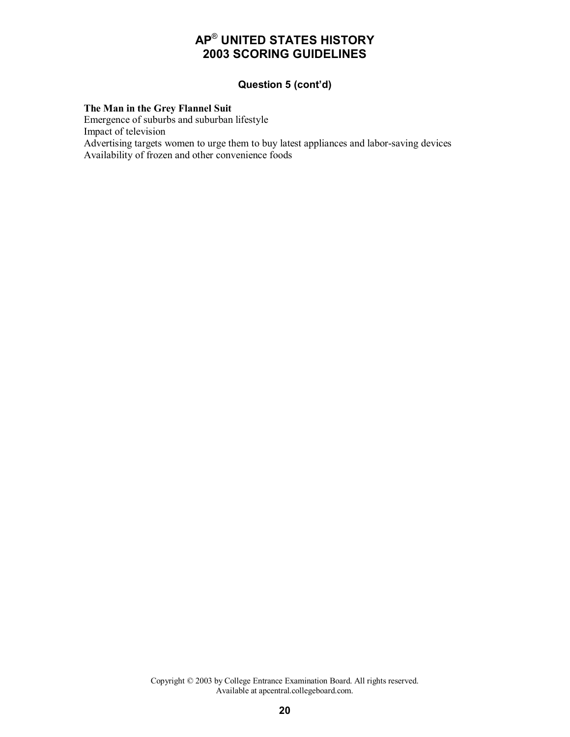**Question 5 (cont'd)**

**The Man in the Grey Flannel Suit**
Emergence of suburbs and suburban lifestyle
Impact of television
Advertising targets women to urge them to buy latest appliances and labor-saving devices
Availability of frozen and other convenience foods